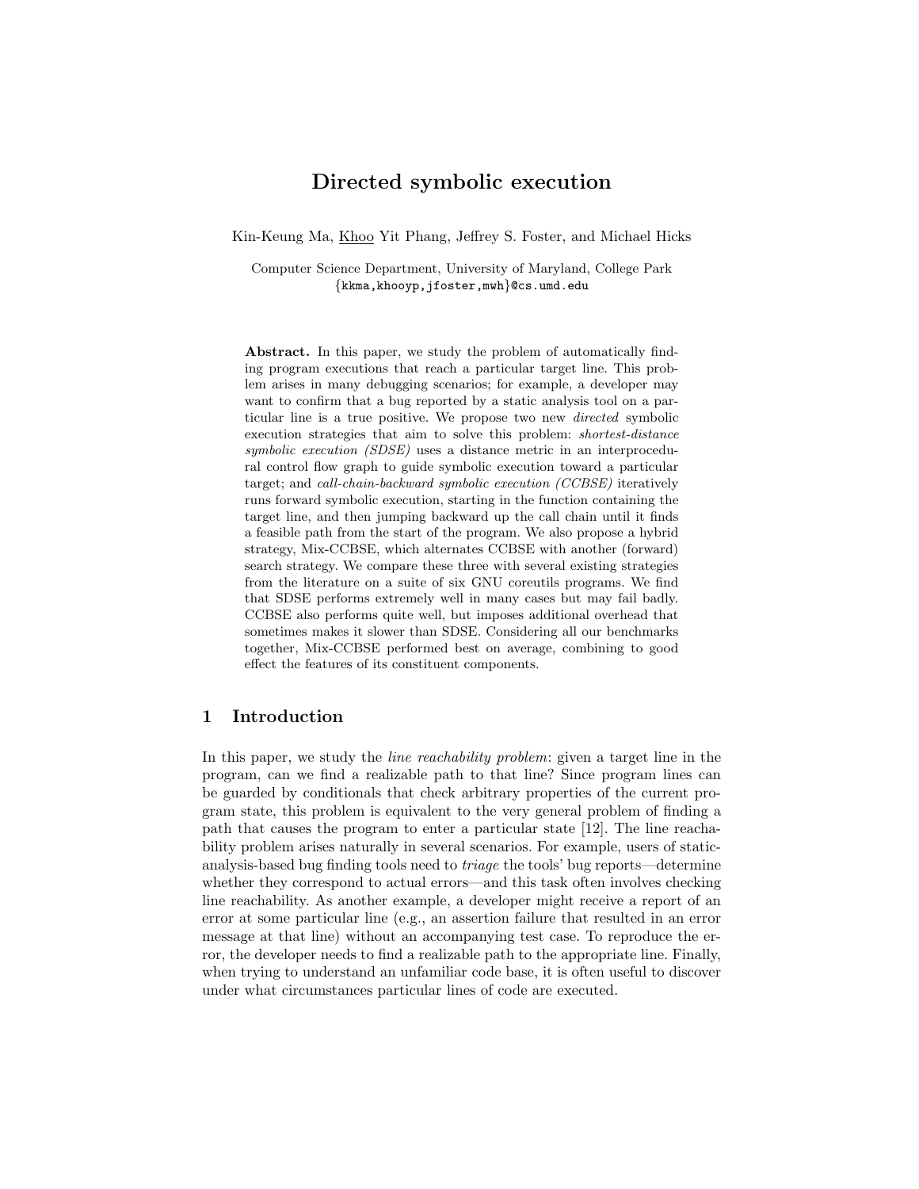# Directed symbolic execution

Kin-Keung Ma, Khoo Yit Phang, Jeffrey S. Foster, and Michael Hicks

Computer Science Department, University of Maryland, College Park
{kkma,khooyp,jfoster,mwh}@cs.umd.edu

**Abstract.** In this paper, we study the problem of automatically finding program executions that reach a particular target line. This problem arises in many debugging scenarios; for example, a developer may want to confirm that a bug reported by a static analysis tool on a particular line is a true positive. We propose two new *directed* symbolic execution strategies that aim to solve this problem: *shortest-distance symbolic execution (SDSE)* uses a distance metric in an interprocedural control flow graph to guide symbolic execution toward a particular target; and *call-chain-backward symbolic execution (CCBSE)* iteratively runs forward symbolic execution, starting in the function containing the target line, and then jumping backward up the call chain until it finds a feasible path from the start of the program. We also propose a hybrid strategy, Mix-CCBSE, which alternates CCBSE with another (forward) search strategy. We compare these three with several existing strategies from the literature on a suite of six GNU coreutils programs. We find that SDSE performs extremely well in many cases but may fail badly. CCBSE also performs quite well, but imposes additional overhead that sometimes makes it slower than SDSE. Considering all our benchmarks together, Mix-CCBSE performed best on average, combining to good effect the features of its constituent components.

## 1 Introduction

In this paper, we study the *line reachability problem*: given a target line in the program, can we find a realizable path to that line? Since program lines can be guarded by conditionals that check arbitrary properties of the current program state, this problem is equivalent to the very general problem of finding a path that causes the program to enter a particular state [12]. The line reachability problem arises naturally in several scenarios. For example, users of static-analysis-based bug finding tools need to *triage* the tools' bug reports—determine whether they correspond to actual errors—and this task often involves checking line reachability. As another example, a developer might receive a report of an error at some particular line (e.g., an assertion failure that resulted in an error message at that line) without an accompanying test case. To reproduce the error, the developer needs to find a realizable path to the appropriate line. Finally, when trying to understand an unfamiliar code base, it is often useful to discover under what circumstances particular lines of code are executed.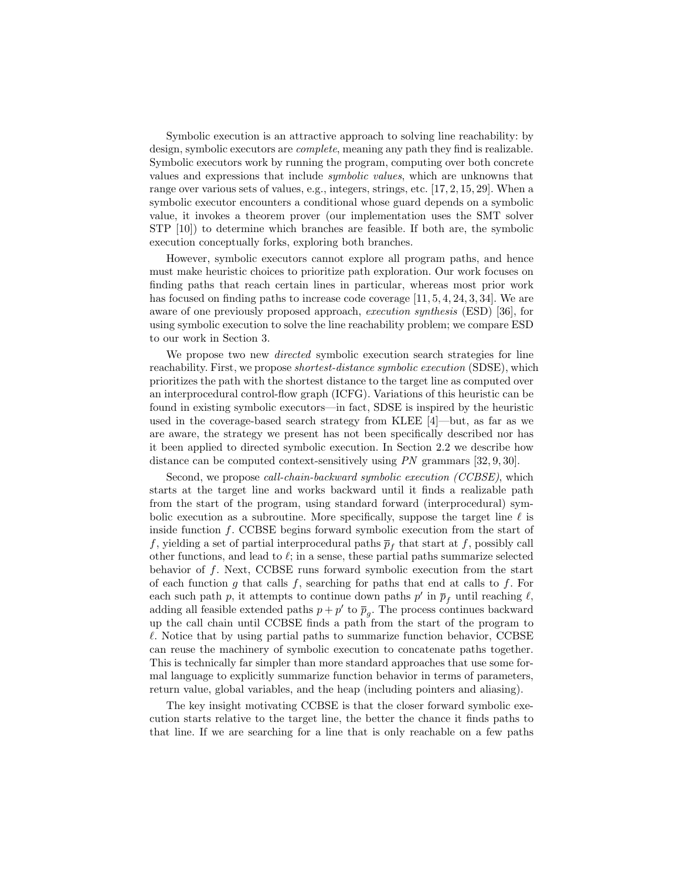Symbolic execution is an attractive approach to solving line reachability: by design, symbolic executors are *complete*, meaning any path they find is realizable. Symbolic executors work by running the program, computing over both concrete values and expressions that include *symbolic values*, which are unknowns that range over various sets of values, e.g., integers, strings, etc. [17, 2, 15, 29]. When a symbolic executor encounters a conditional whose guard depends on a symbolic value, it invokes a theorem prover (our implementation uses the SMT solver STP [10]) to determine which branches are feasible. If both are, the symbolic execution conceptually forks, exploring both branches.

However, symbolic executors cannot explore all program paths, and hence must make heuristic choices to prioritize path exploration. Our work focuses on finding paths that reach certain lines in particular, whereas most prior work has focused on finding paths to increase code coverage [11, 5, 4, 24, 3, 34]. We are aware of one previously proposed approach, *execution synthesis* (ESD) [36], for using symbolic execution to solve the line reachability problem; we compare ESD to our work in Section 3.

We propose two new *directed* symbolic execution search strategies for line reachability. First, we propose *shortest-distance symbolic execution* (SDSE), which prioritizes the path with the shortest distance to the target line as computed over an interprocedural control-flow graph (ICFG). Variations of this heuristic can be found in existing symbolic executors—in fact, SDSE is inspired by the heuristic used in the coverage-based search strategy from KLEE [4]—but, as far as we are aware, the strategy we present has not been specifically described nor has it been applied to directed symbolic execution. In Section 2.2 we describe how distance can be computed context-sensitively using *PN* grammars [32, 9, 30].

Second, we propose *call-chain-backward symbolic execution (CCBSE)*, which starts at the target line and works backward until it finds a realizable path from the start of the program, using standard forward (interprocedural) symbolic execution as a subroutine. More specifically, suppose the target line $\ell$ is inside function $f$. CCBSE begins forward symbolic execution from the start of $f$, yielding a set of partial interprocedural paths $\overline{p}_f$ that start at $f$, possibly call other functions, and lead to $\ell$; in a sense, these partial paths summarize selected behavior of $f$. Next, CCBSE runs forward symbolic execution from the start of each function $g$ that calls $f$, searching for paths that end at calls to $f$. For each such path $p$, it attempts to continue down paths $p'$ in $\overline{p}_f$ until reaching $\ell$, adding all feasible extended paths $p + p'$ to $\overline{p}_g$. The process continues backward up the call chain until CCBSE finds a path from the start of the program to $\ell$. Notice that by using partial paths to summarize function behavior, CCBSE can reuse the machinery of symbolic execution to concatenate paths together. This is technically far simpler than more standard approaches that use some formal language to explicitly summarize function behavior in terms of parameters, return value, global variables, and the heap (including pointers and aliasing).

The key insight motivating CCBSE is that the closer forward symbolic execution starts relative to the target line, the better the chance it finds paths to that line. If we are searching for a line that is only reachable on a few paths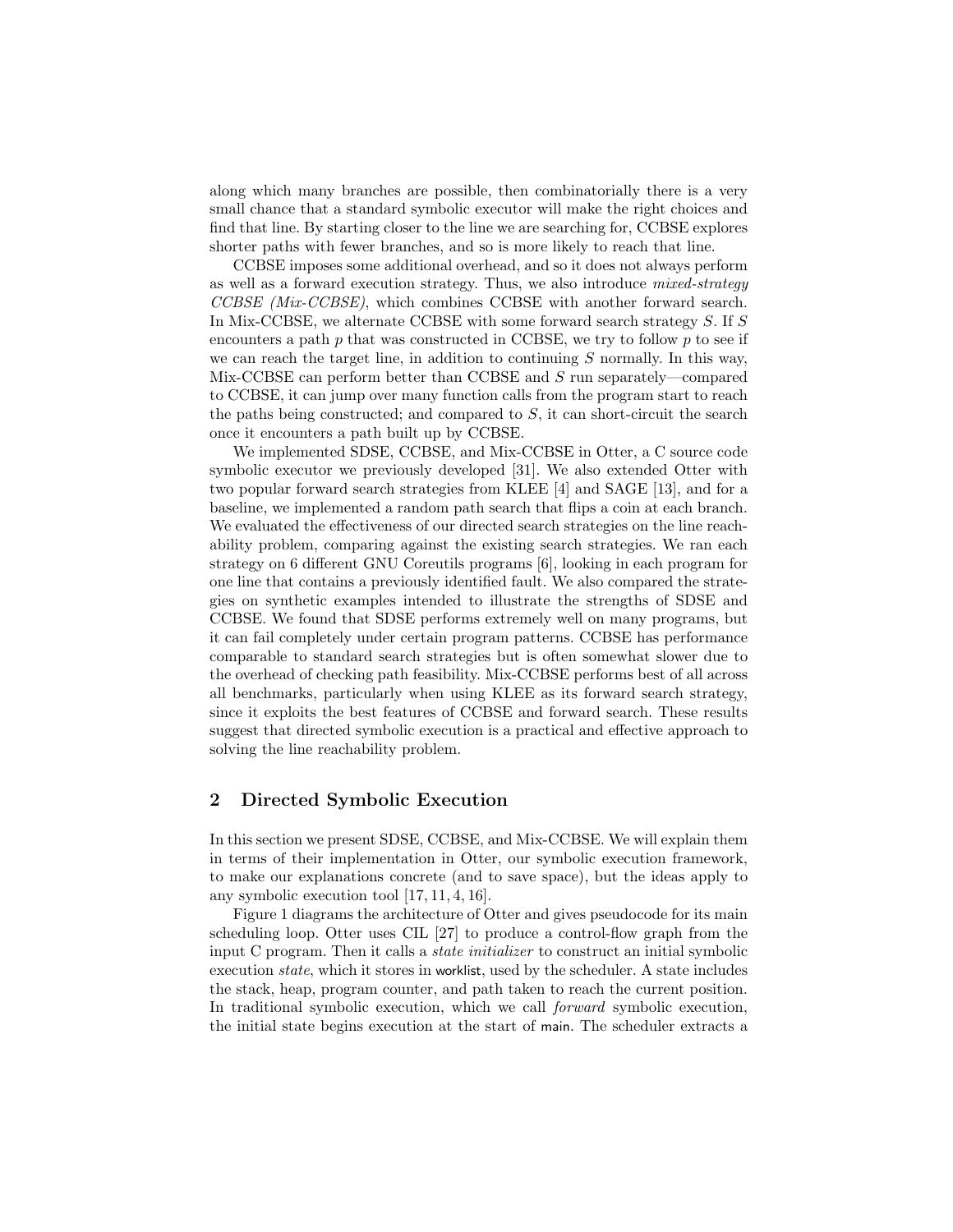along which many branches are possible, then combinatorially there is a very small chance that a standard symbolic executor will make the right choices and find that line. By starting closer to the line we are searching for, CCBSE explores shorter paths with fewer branches, and so is more likely to reach that line.

CCBSE imposes some additional overhead, and so it does not always perform as well as a forward execution strategy. Thus, we also introduce *mixed-strategy CCBSE (Mix-CCBSE)*, which combines CCBSE with another forward search. In Mix-CCBSE, we alternate CCBSE with some forward search strategy $S$. If $S$ encounters a path $p$ that was constructed in CCBSE, we try to follow $p$ to see if we can reach the target line, in addition to continuing $S$ normally. In this way, Mix-CCBSE can perform better than CCBSE and $S$ run separately—compared to CCBSE, it can jump over many function calls from the program start to reach the paths being constructed; and compared to $S$, it can short-circuit the search once it encounters a path built up by CCBSE.

We implemented SDSE, CCBSE, and Mix-CCBSE in Otter, a C source code symbolic executor we previously developed [31]. We also extended Otter with two popular forward search strategies from KLEE [4] and SAGE [13], and for a baseline, we implemented a random path search that flips a coin at each branch. We evaluated the effectiveness of our directed search strategies on the line reachability problem, comparing against the existing search strategies. We ran each strategy on 6 different GNU Coreutils programs [6], looking in each program for one line that contains a previously identified fault. We also compared the strategies on synthetic examples intended to illustrate the strengths of SDSE and CCBSE. We found that SDSE performs extremely well on many programs, but it can fail completely under certain program patterns. CCBSE has performance comparable to standard search strategies but is often somewhat slower due to the overhead of checking path feasibility. Mix-CCBSE performs best of all across all benchmarks, particularly when using KLEE as its forward search strategy, since it exploits the best features of CCBSE and forward search. These results suggest that directed symbolic execution is a practical and effective approach to solving the line reachability problem.

## 2 Directed Symbolic Execution

In this section we present SDSE, CCBSE, and Mix-CCBSE. We will explain them in terms of their implementation in Otter, our symbolic execution framework, to make our explanations concrete (and to save space), but the ideas apply to any symbolic execution tool [17, 11, 4, 16].

Figure 1 diagrams the architecture of Otter and gives pseudocode for its main scheduling loop. Otter uses CIL [27] to produce a control-flow graph from the input C program. Then it calls a *state initializer* to construct an initial symbolic execution *state*, which it stores in worklist, used by the scheduler. A state includes the stack, heap, program counter, and path taken to reach the current position. In traditional symbolic execution, which we call *forward* symbolic execution, the initial state begins execution at the start of main. The scheduler extracts a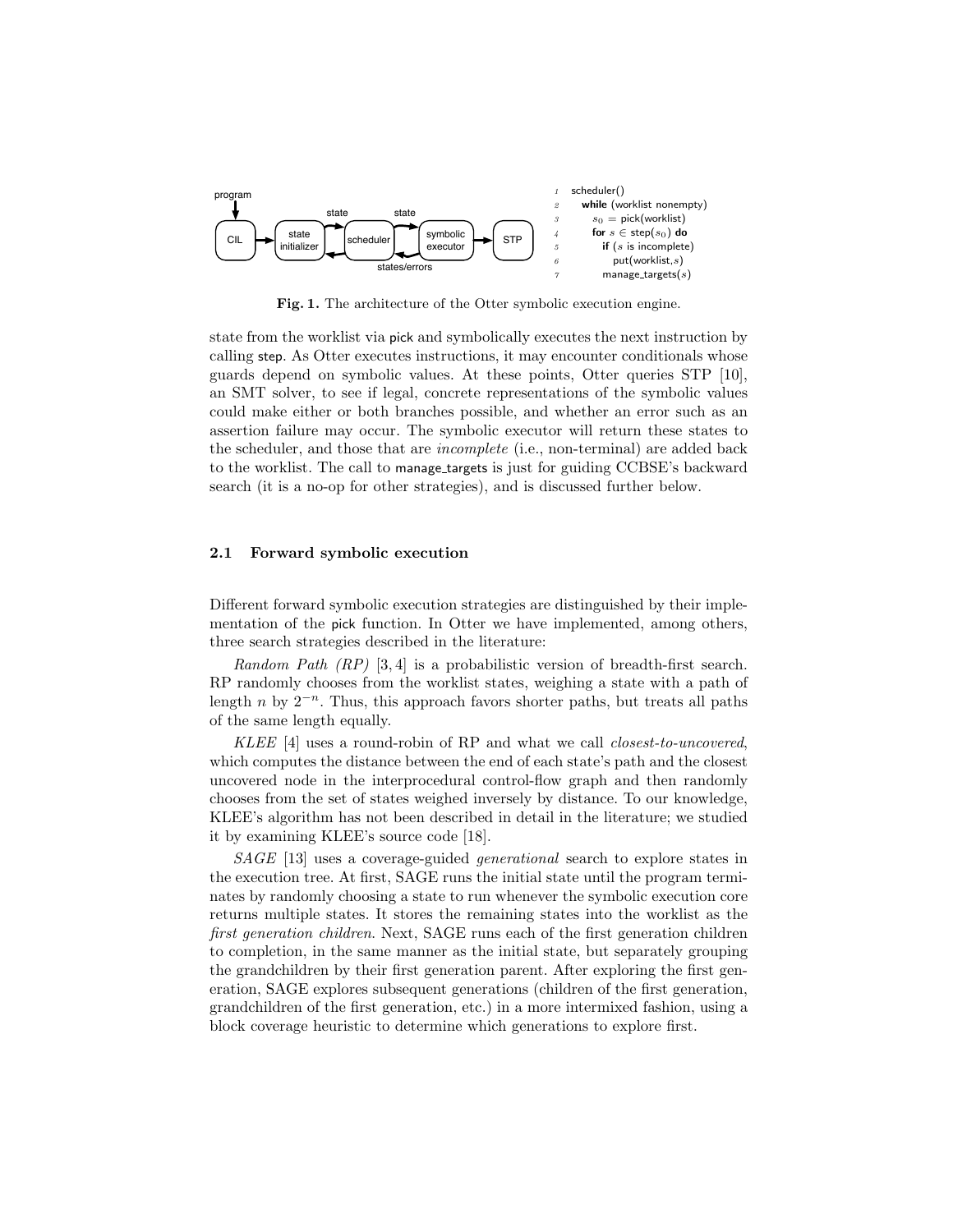```
1  scheduler()
2    while (worklist nonempty)
3      s0 = pick(worklist)
4      for s ∈ step(s0) do
5        if (s is incomplete)
6          put(worklist,s)
7        manage_targets(s)
```

**Fig. 1.** The architecture of the Otter symbolic execution engine.

state from the worklist via pick and symbolically executes the next instruction by calling step. As Otter executes instructions, it may encounter conditionals whose guards depend on symbolic values. At these points, Otter queries STP [10], an SMT solver, to see if legal, concrete representations of the symbolic values could make either or both branches possible, and whether an error such as an assertion failure may occur. The symbolic executor will return these states to the scheduler, and those that are *incomplete* (i.e., non-terminal) are added back to the worklist. The call to manage_targets is just for guiding CCBSE's backward search (it is a no-op for other strategies), and is discussed further below.

### 2.1 Forward symbolic execution

Different forward symbolic execution strategies are distinguished by their implementation of the pick function. In Otter we have implemented, among others, three search strategies described in the literature:

*Random Path (RP)* [3, 4] is a probabilistic version of breadth-first search. RP randomly chooses from the worklist states, weighing a state with a path of length $n$ by $2^{-n}$. Thus, this approach favors shorter paths, but treats all paths of the same length equally.

*KLEE* [4] uses a round-robin of RP and what we call *closest-to-uncovered*, which computes the distance between the end of each state's path and the closest uncovered node in the interprocedural control-flow graph and then randomly chooses from the set of states weighed inversely by distance. To our knowledge, KLEE's algorithm has not been described in detail in the literature; we studied it by examining KLEE's source code [18].

*SAGE* [13] uses a coverage-guided *generational* search to explore states in the execution tree. At first, SAGE runs the initial state until the program terminates by randomly choosing a state to run whenever the symbolic execution core returns multiple states. It stores the remaining states into the worklist as the *first generation children*. Next, SAGE runs each of the first generation children to completion, in the same manner as the initial state, but separately grouping the grandchildren by their first generation parent. After exploring the first generation, SAGE explores subsequent generations (children of the first generation, grandchildren of the first generation, etc.) in a more intermixed fashion, using a block coverage heuristic to determine which generations to explore first.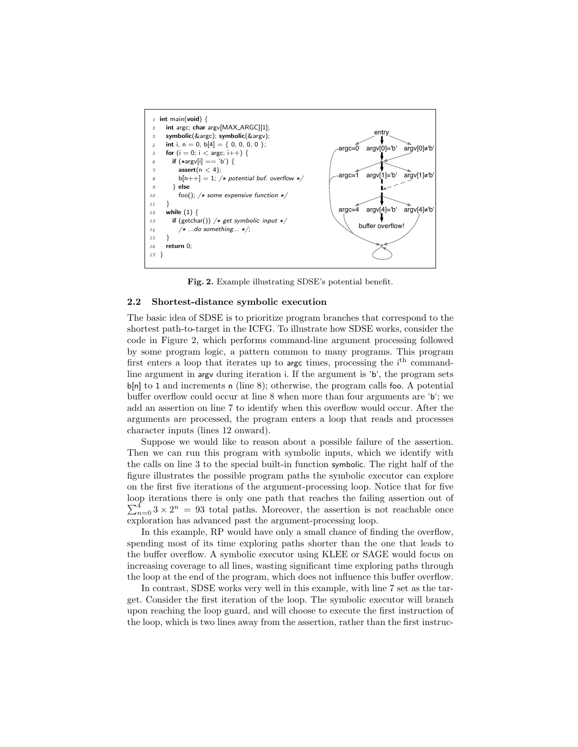```
1  int main(void) {
2    int argc; char argv[MAX_ARGC][1];
3    symbolic(&argc); symbolic(&argv);
4    int i, n = 0, b[4] = { 0, 0, 0, 0 };
5    for (i = 0; i < argc; i++) {
6      if (*argv[i] == 'b') {
7        assert(n < 4);
8        b[n++] = 1; /* potential buf. overflow */
9      } else
10       foo(); /* some expensive function */
11   }
12   while (1) {
13     if (getchar()) /* get symbolic input */
14       /* ...do something... */;
15   }
16   return 0;
17 }
```

**Fig. 2.** Example illustrating SDSE's potential benefit.

### 2.2 Shortest-distance symbolic execution

The basic idea of SDSE is to prioritize program branches that correspond to the shortest path-to-target in the ICFG. To illustrate how SDSE works, consider the code in Figure 2, which performs command-line argument processing followed by some program logic, a pattern common to many programs. This program first enters a loop that iterates up to argc times, processing the $i^{\text{th}}$ command-line argument in argv during iteration i. If the argument is 'b', the program sets b[n] to 1 and increments n (line 8); otherwise, the program calls foo. A potential buffer overflow could occur at line 8 when more than four arguments are 'b'; we add an assertion on line 7 to identify when this overflow would occur. After the arguments are processed, the program enters a loop that reads and processes character inputs (lines 12 onward).

Suppose we would like to reason about a possible failure of the assertion. Then we can run this program with symbolic inputs, which we identify with the calls on line 3 to the special built-in function symbolic. The right half of the figure illustrates the possible program paths the symbolic executor can explore on the first five iterations of the argument-processing loop. Notice that for five loop iterations there is only one path that reaches the failing assertion out of $\sum_{n=0}^{4} 3 \times 2^n = 93$ total paths. Moreover, the assertion is not reachable once exploration has advanced past the argument-processing loop.

In this example, RP would have only a small chance of finding the overflow, spending most of its time exploring paths shorter than the one that leads to the buffer overflow. A symbolic executor using KLEE or SAGE would focus on increasing coverage to all lines, wasting significant time exploring paths through the loop at the end of the program, which does not influence this buffer overflow.

In contrast, SDSE works very well in this example, with line 7 set as the target. Consider the first iteration of the loop. The symbolic executor will branch upon reaching the loop guard, and will choose to execute the first instruction of the loop, which is two lines away from the assertion, rather than the first instruc-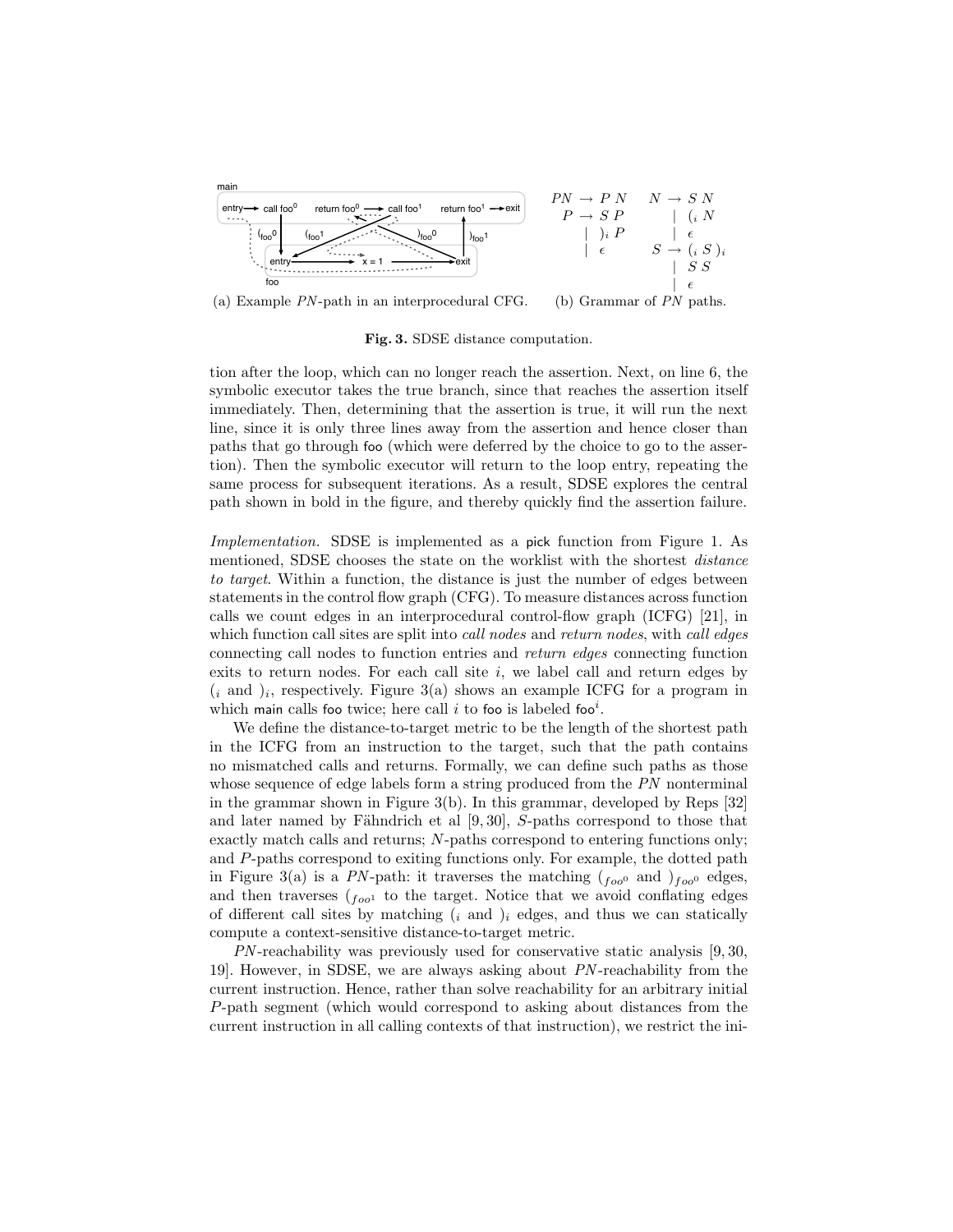$$
\begin{aligned}
PN &\rightarrow P\ N \\
P &\rightarrow S\ P \\
&\mid\ )_i\ P \\
&\mid\ \epsilon
\end{aligned}
\qquad
\begin{aligned}
N &\rightarrow S\ N \\
&\mid\ (_i\ N \\
&\mid\ \epsilon \\
S &\rightarrow (_i\ S\ )_i \\
&\mid\ S\ S \\
&\mid\ \epsilon
\end{aligned}
$$

(a) Example *PN*-path in an interprocedural CFG. (b) Grammar of *PN* paths.

**Fig. 3.** SDSE distance computation.

tion after the loop, which can no longer reach the assertion. Next, on line 6, the symbolic executor takes the true branch, since that reaches the assertion itself immediately. Then, determining that the assertion is true, it will run the next line, since it is only three lines away from the assertion and hence closer than paths that go through foo (which were deferred by the choice to go to the assertion). Then the symbolic executor will return to the loop entry, repeating the same process for subsequent iterations. As a result, SDSE explores the central path shown in bold in the figure, and thereby quickly find the assertion failure.

*Implementation.* SDSE is implemented as a pick function from Figure 1. As mentioned, SDSE chooses the state on the worklist with the shortest *distance to target*. Within a function, the distance is just the number of edges between statements in the control flow graph (CFG). To measure distances across function calls we count edges in an interprocedural control-flow graph (ICFG) [21], in which function call sites are split into *call nodes* and *return nodes*, with *call edges* connecting call nodes to function entries and *return edges* connecting function exits to return nodes. For each call site $i$, we label call and return edges by $(_i$ and $)_i$, respectively. Figure 3(a) shows an example ICFG for a program in which main calls foo twice; here call $i$ to foo is labeled $\mathsf{foo}^i$.

We define the distance-to-target metric to be the length of the shortest path in the ICFG from an instruction to the target, such that the path contains no mismatched calls and returns. Formally, we can define such paths as those whose sequence of edge labels form a string produced from the *PN* nonterminal in the grammar shown in Figure 3(b). In this grammar, developed by Reps [32] and later named by Fähndrich et al [9, 30], *S*-paths correspond to those that exactly match calls and returns; *N*-paths correspond to entering functions only; and *P*-paths correspond to exiting functions only. For example, the dotted path in Figure 3(a) is a *PN*-path: it traverses the matching $(_{foo^0}$ and $)_{foo^0}$ edges, and then traverses $(_{foo^1}$ to the target. Notice that we avoid conflating edges of different call sites by matching $(_i$ and $)_i$ edges, and thus we can statically compute a context-sensitive distance-to-target metric.

*PN*-reachability was previously used for conservative static analysis [9, 30, 19]. However, in SDSE, we are always asking about *PN*-reachability from the current instruction. Hence, rather than solve reachability for an arbitrary initial *P*-path segment (which would correspond to asking about distances from the current instruction in all calling contexts of that instruction), we restrict the ini-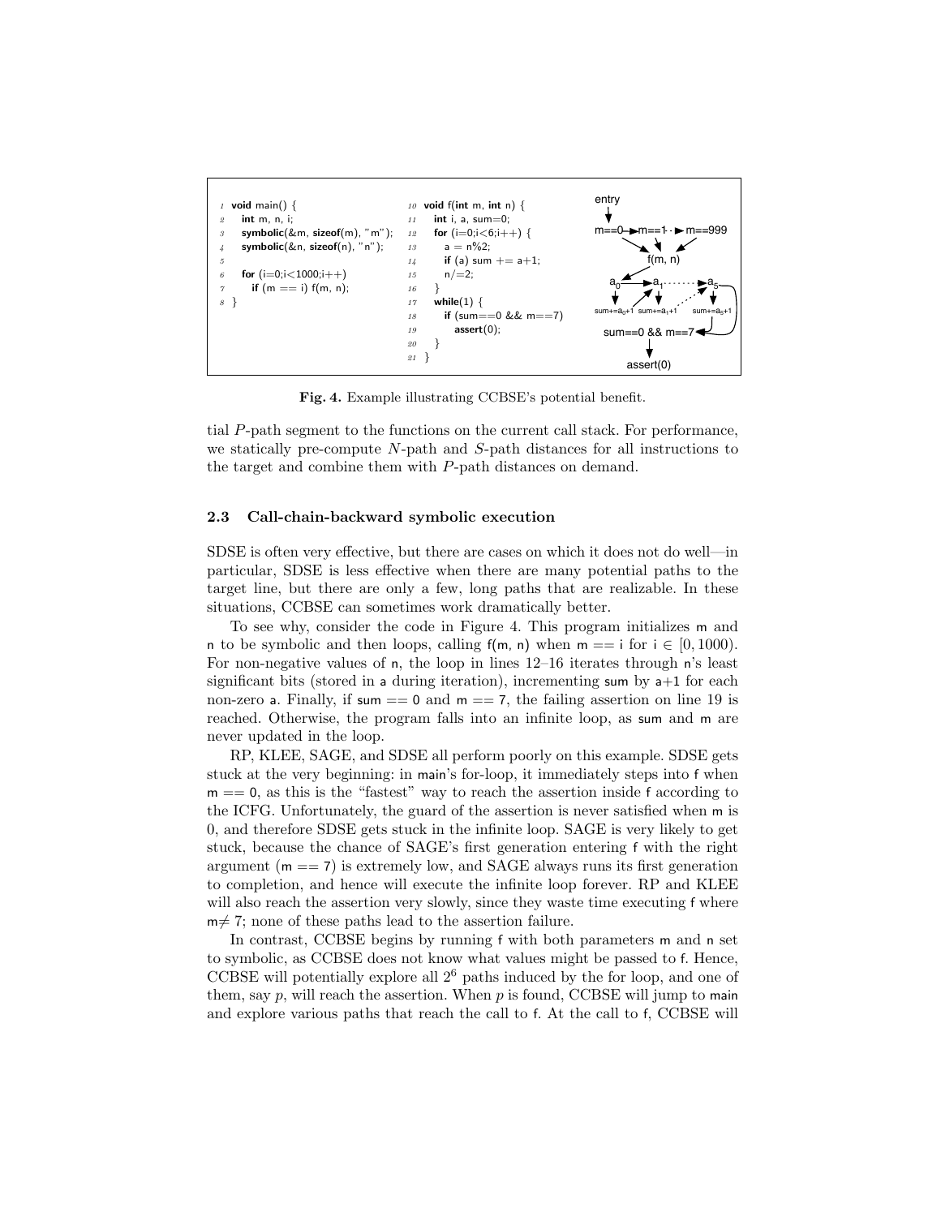```
1  void main() {
2    int m, n, i;
3    symbolic(&m, sizeof(m), "m");
4    symbolic(&n, sizeof(n), "n");
5
6    for (i=0;i<1000;i++)
7      if (m == i) f(m, n);
8  }
```

```
10 void f(int m, int n) {
11   int i, a, sum=0;
12   for (i=0;i<6;i++) {
13     a = n%2;
14     if (a) sum += a+1;
15     n/=2;
16   }
17   while(1) {
18     if (sum==0 && m==7)
19       assert(0);
20   }
21 }
```

**Fig. 4.** Example illustrating CCBSE's potential benefit.

tial $P$-path segment to the functions on the current call stack. For performance, we statically pre-compute $N$-path and $S$-path distances for all instructions to the target and combine them with $P$-path distances on demand.

### 2.3 Call-chain-backward symbolic execution

SDSE is often very effective, but there are cases on which it does not do well—in particular, SDSE is less effective when there are many potential paths to the target line, but there are only a few, long paths that are realizable. In these situations, CCBSE can sometimes work dramatically better.

To see why, consider the code in Figure 4. This program initializes m and n to be symbolic and then loops, calling f(m, n) when m == i for i $\in [0, 1000)$. For non-negative values of n, the loop in lines 12–16 iterates through n's least significant bits (stored in a during iteration), incrementing sum by a+1 for each non-zero a. Finally, if sum == 0 and m == 7, the failing assertion on line 19 is reached. Otherwise, the program falls into an infinite loop, as sum and m are never updated in the loop.

RP, KLEE, SAGE, and SDSE all perform poorly on this example. SDSE gets stuck at the very beginning: in main's for-loop, it immediately steps into f when m == 0, as this is the "fastest" way to reach the assertion inside f according to the ICFG. Unfortunately, the guard of the assertion is never satisfied when m is 0, and therefore SDSE gets stuck in the infinite loop. SAGE is very likely to get stuck, because the chance of SAGE's first generation entering f with the right argument (m == 7) is extremely low, and SAGE always runs its first generation to completion, and hence will execute the infinite loop forever. RP and KLEE will also reach the assertion very slowly, since they waste time executing f where m$\neq$ 7; none of these paths lead to the assertion failure.

In contrast, CCBSE begins by running f with both parameters m and n set to symbolic, as CCBSE does not know what values might be passed to f. Hence, CCBSE will potentially explore all $2^6$ paths induced by the for loop, and one of them, say $p$, will reach the assertion. When $p$ is found, CCBSE will jump to main and explore various paths that reach the call to f. At the call to f, CCBSE will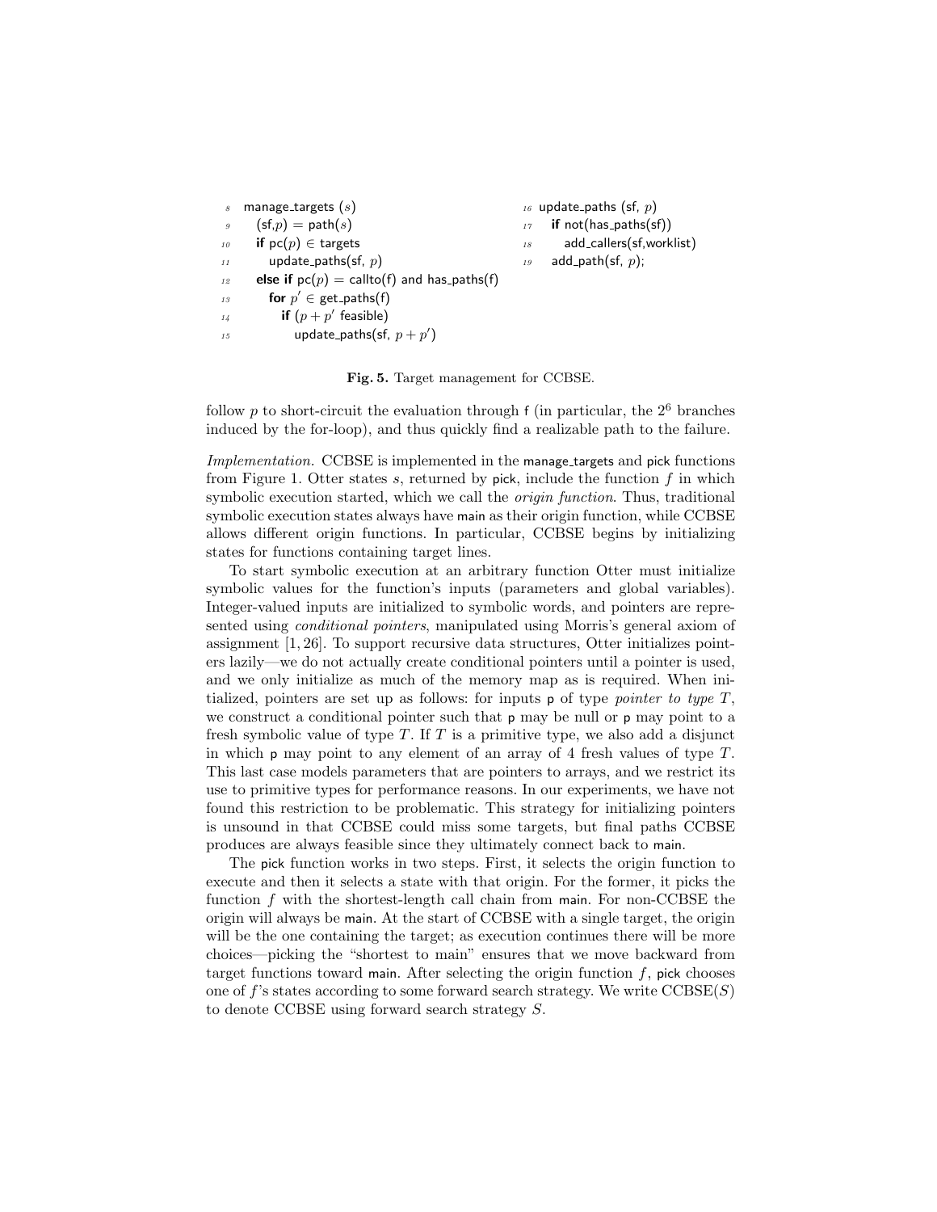```
8  manage_targets (s)
9    (sf,p) = path(s)
10   if pc(p) ∈ targets
11     update_paths(sf, p)
12   else if pc(p) = callto(f) and has_paths(f)
13     for p' ∈ get_paths(f)
14       if (p + p' feasible)
15         update_paths(sf, p + p')

16 update_paths (sf, p)
17   if not(has_paths(sf))
18     add_callers(sf,worklist)
19   add_path(sf, p);
```

**Fig. 5.** Target management for CCBSE.

follow $p$ to short-circuit the evaluation through f (in particular, the $2^6$ branches induced by the for-loop), and thus quickly find a realizable path to the failure.

*Implementation.* CCBSE is implemented in the manage_targets and pick functions from Figure 1. Otter states $s$, returned by pick, include the function $f$ in which symbolic execution started, which we call the *origin function*. Thus, traditional symbolic execution states always have main as their origin function, while CCBSE allows different origin functions. In particular, CCBSE begins by initializing states for functions containing target lines.

To start symbolic execution at an arbitrary function Otter must initialize symbolic values for the function's inputs (parameters and global variables). Integer-valued inputs are initialized to symbolic words, and pointers are represented using *conditional pointers*, manipulated using Morris's general axiom of assignment [1, 26]. To support recursive data structures, Otter initializes pointers lazily—we do not actually create conditional pointers until a pointer is used, and we only initialize as much of the memory map as is required. When initialized, pointers are set up as follows: for inputs p of type *pointer to type $T$*, we construct a conditional pointer such that p may be null or p may point to a fresh symbolic value of type $T$. If $T$ is a primitive type, we also add a disjunct in which p may point to any element of an array of 4 fresh values of type $T$. This last case models parameters that are pointers to arrays, and we restrict its use to primitive types for performance reasons. In our experiments, we have not found this restriction to be problematic. This strategy for initializing pointers is unsound in that CCBSE could miss some targets, but final paths CCBSE produces are always feasible since they ultimately connect back to main.

The pick function works in two steps. First, it selects the origin function to execute and then it selects a state with that origin. For the former, it picks the function $f$ with the shortest-length call chain from main. For non-CCBSE the origin will always be main. At the start of CCBSE with a single target, the origin will be the one containing the target; as execution continues there will be more choices—picking the "shortest to main" ensures that we move backward from target functions toward main. After selecting the origin function $f$, pick chooses one of $f$'s states according to some forward search strategy. We write CCBSE($S$) to denote CCBSE using forward search strategy $S$.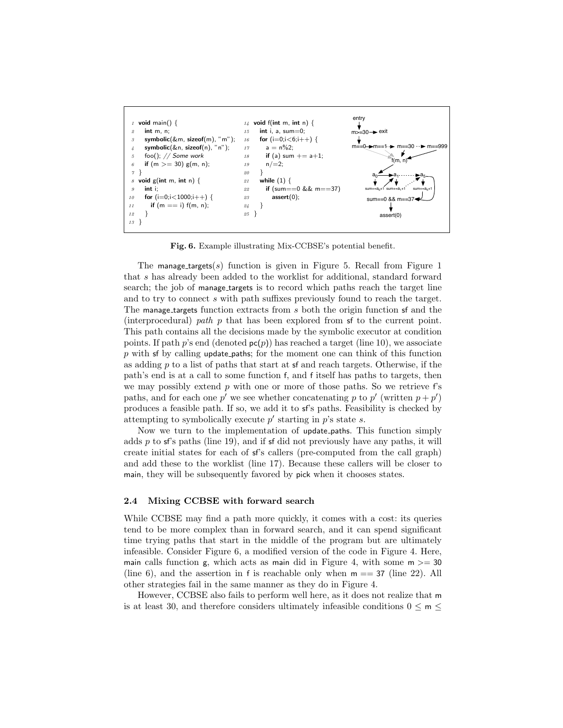```
1  void main() {
2    int m, n;
3    symbolic(&m, sizeof(m), "m");
4    symbolic(&n, sizeof(n), "n");
5    foo(); // Some work
6    if (m >= 30) g(m, n);
7  }
8  void g(int m, int n) {
9    int i;
10   for (i=0;i<1000;i++) {
11     if (m == i) f(m, n);
12   }
13 }
```

```
14 void f(int m, int n) {
15   int i, a, sum=0;
16   for (i=0;i<6;i++) {
17     a = n%2;
18     if (a) sum += a+1;
19     n/=2;
20   }
21   while (1) {
22     if (sum==0 && m==37)
23       assert(0);
24   }
25 }
```

**Fig. 6.** Example illustrating Mix-CCBSE's potential benefit.

The manage_targets($s$) function is given in Figure 5. Recall from Figure 1 that $s$ has already been added to the worklist for additional, standard forward search; the job of manage_targets is to record which paths reach the target line and to try to connect $s$ with path suffixes previously found to reach the target. The manage_targets function extracts from $s$ both the origin function sf and the (interprocedural) *path* $p$ that has been explored from sf to the current point. This path contains all the decisions made by the symbolic executor at condition points. If path $p$'s end (denoted $\mathsf{pc}(p)$) has reached a target (line 10), we associate $p$ with sf by calling update_paths; for the moment one can think of this function as adding $p$ to a list of paths that start at sf and reach targets. Otherwise, if the path's end is at a call to some function f, and f itself has paths to targets, then we may possibly extend $p$ with one or more of those paths. So we retrieve f's paths, and for each one $p'$ we see whether concatenating $p$ to $p'$ (written $p + p'$) produces a feasible path. If so, we add it to sf's paths. Feasibility is checked by attempting to symbolically execute $p'$ starting in $p$'s state $s$.

Now we turn to the implementation of update_paths. This function simply adds $p$ to sf's paths (line 19), and if sf did not previously have any paths, it will create initial states for each of sf's callers (pre-computed from the call graph) and add these to the worklist (line 17). Because these callers will be closer to main, they will be subsequently favored by pick when it chooses states.

### 2.4 Mixing CCBSE with forward search

While CCBSE may find a path more quickly, it comes with a cost: its queries tend to be more complex than in forward search, and it can spend significant time trying paths that start in the middle of the program but are ultimately infeasible. Consider Figure 6, a modified version of the code in Figure 4. Here, main calls function g, which acts as main did in Figure 4, with some m >= 30 (line 6), and the assertion in f is reachable only when m == 37 (line 22). All other strategies fail in the same manner as they do in Figure 4.

However, CCBSE also fails to perform well here, as it does not realize that m is at least 30, and therefore considers ultimately infeasible conditions $0 \leq \mathsf{m} \leq$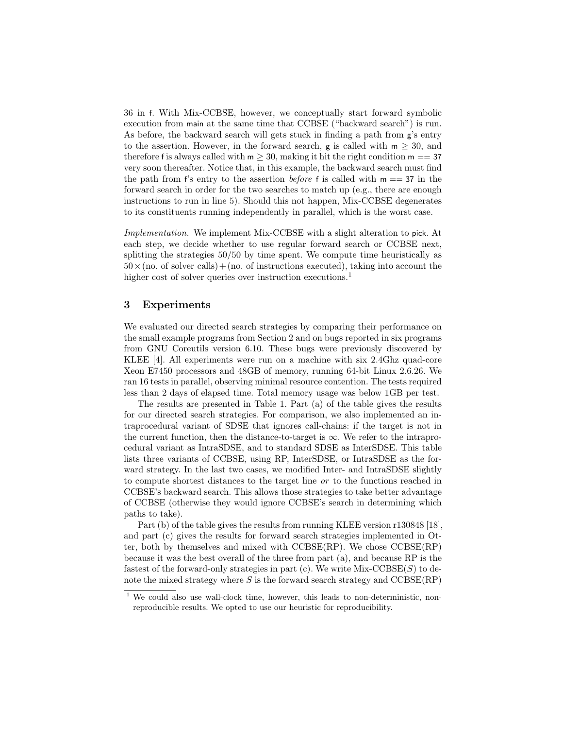36 in f. With Mix-CCBSE, however, we conceptually start forward symbolic execution from main at the same time that CCBSE ("backward search") is run. As before, the backward search will gets stuck in finding a path from g's entry to the assertion. However, in the forward search, g is called with $m \geq 30$, and therefore f is always called with $m \geq 30$, making it hit the right condition $m == 37$ very soon thereafter. Notice that, in this example, the backward search must find the path from f's entry to the assertion *before* f is called with $m == 37$ in the forward search in order for the two searches to match up (e.g., there are enough instructions to run in line 5). Should this not happen, Mix-CCBSE degenerates to its constituents running independently in parallel, which is the worst case.

*Implementation.* We implement Mix-CCBSE with a slight alteration to pick. At each step, we decide whether to use regular forward search or CCBSE next, splitting the strategies 50/50 by time spent. We compute time heuristically as $50 \times$(no. of solver calls)$+$(no. of instructions executed), taking into account the higher cost of solver queries over instruction executions.[1]

## 3 Experiments

We evaluated our directed search strategies by comparing their performance on the small example programs from Section 2 and on bugs reported in six programs from GNU Coreutils version 6.10. These bugs were previously discovered by KLEE [4]. All experiments were run on a machine with six 2.4Ghz quad-core Xeon E7450 processors and 48GB of memory, running 64-bit Linux 2.6.26. We ran 16 tests in parallel, observing minimal resource contention. The tests required less than 2 days of elapsed time. Total memory usage was below 1GB per test.

The results are presented in Table 1. Part (a) of the table gives the results for our directed search strategies. For comparison, we also implemented an intraprocedural variant of SDSE that ignores call-chains: if the target is not in the current function, then the distance-to-target is $\infty$. We refer to the intraprocedural variant as IntraSDSE, and to standard SDSE as InterSDSE. This table lists three variants of CCBSE, using RP, InterSDSE, or IntraSDSE as the forward strategy. In the last two cases, we modified Inter- and IntraSDSE slightly to compute shortest distances to the target line *or* to the functions reached in CCBSE's backward search. This allows those strategies to take better advantage of CCBSE (otherwise they would ignore CCBSE's search in determining which paths to take).

Part (b) of the table gives the results from running KLEE version r130848 [18], and part (c) gives the results for forward search strategies implemented in Otter, both by themselves and mixed with CCBSE(RP). We chose CCBSE(RP) because it was the best overall of the three from part (a), and because RP is the fastest of the forward-only strategies in part (c). We write Mix-CCBSE($S$) to denote the mixed strategy where $S$ is the forward search strategy and CCBSE(RP)

[1] We could also use wall-clock time, however, this leads to non-deterministic, non-reproducible results. We opted to use our heuristic for reproducibility.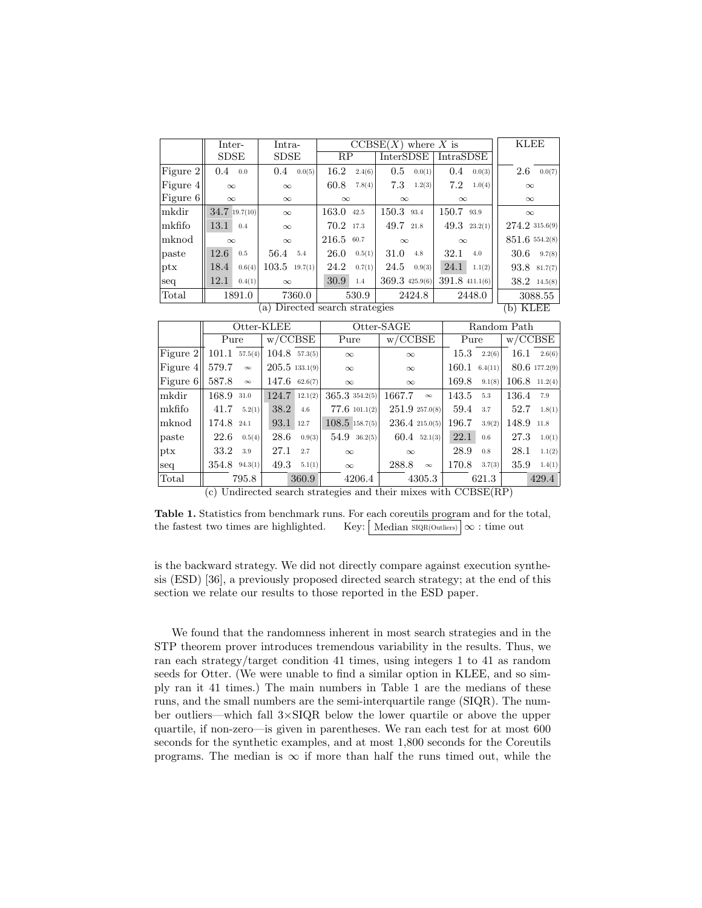| | Inter-SDSE | Intra-SDSE | CCBSE($X$) where $X$ is RP | CCBSE($X$) InterSDSE | CCBSE($X$) IntraSDSE | KLEE |
|---|---|---|---|---|---|---|
| Figure 2 | 0.4 0.0 | 0.4 0.0(5) | 16.2 2.4(6) | 0.5 0.0(1) | 0.4 0.0(3) | 2.6 0.0(7) |
| Figure 4 | $\infty$ | $\infty$ | 60.8 7.8(4) | 7.3 1.2(3) | 7.2 1.0(4) | $\infty$ |
| Figure 6 | $\infty$ | $\infty$ | $\infty$ | $\infty$ | $\infty$ | $\infty$ |
| mkdir | **34.7** 19.7(10) | $\infty$ | 163.0 42.5 | 150.3 93.4 | 150.7 93.9 | $\infty$ |
| mkfifo | **13.1** 0.4 | $\infty$ | 70.2 17.3 | 49.7 21.8 | 49.3 23.2(1) | 274.2 315.6(9) |
| mknod | $\infty$ | $\infty$ | 216.5 60.7 | $\infty$ | $\infty$ | 851.6 554.2(8) |
| paste | **12.6** 0.5 | 56.4 5.4 | 26.0 0.5(1) | 31.0 4.8 | 32.1 4.0 | 30.6 9.7(8) |
| ptx | **18.4** 0.6(4) | 103.5 19.7(1) | 24.2 0.7(1) | 24.5 0.9(3) | **24.1** 1.1(2) | 93.8 81.7(7) |
| seq | **12.1** 0.4(1) | $\infty$ | **30.9** 1.4 | 369.3 425.9(6) | 391.8 411.1(6) | 38.2 14.5(8) |
| Total | 1891.0 | 7360.0 | 530.9 | 2424.8 | 2448.0 | 3088.55 |

(a) Directed search strategies (b) KLEE

| | Otter-KLEE Pure | Otter-KLEE w/CCBSE | Otter-SAGE Pure | Otter-SAGE w/CCBSE | Random Path Pure | Random Path w/CCBSE |
|---|---|---|---|---|---|---|
| Figure 2 | 101.1 57.5(4) | 104.8 57.3(5) | $\infty$ | $\infty$ | 15.3 2.2(6) | 16.1 2.6(6) |
| Figure 4 | 579.7 $\infty$ | 205.5 133.1(9) | $\infty$ | $\infty$ | 160.1 6.4(11) | 80.6 177.2(9) |
| Figure 6 | 587.8 $\infty$ | 147.6 62.6(7) | $\infty$ | $\infty$ | 169.8 9.1(8) | 106.8 11.2(4) |
| mkdir | 168.9 31.0 | **124.7** 12.1(2) | 365.3 354.2(5) | 1667.7 $\infty$ | 143.5 5.3 | 136.4 7.9 |
| mkfifo | 41.7 5.2(1) | **38.2** 4.6 | 77.6 101.1(2) | 251.9 257.0(8) | 59.4 3.7 | 52.7 1.8(1) |
| mknod | 174.8 24.1 | **93.1** 12.7 | **108.5** 158.7(5) | 236.4 215.0(5) | 196.7 3.9(2) | 148.9 11.8 |
| paste | 22.6 0.5(4) | 28.6 0.9(3) | 54.9 36.2(5) | 60.4 52.1(3) | **22.1** 0.6 | 27.3 1.0(1) |
| ptx | 33.2 3.9 | 27.1 2.7 | $\infty$ | $\infty$ | 28.9 0.8 | 28.1 1.1(2) |
| seq | 354.8 94.3(1) | 49.3 5.1(1) | $\infty$ | 288.8 $\infty$ | 170.8 3.7(3) | 35.9 1.4(1) |
| Total | 795.8 | **360.9** | 4206.4 | 4305.3 | 621.3 | **429.4** |

(c) Undirected search strategies and their mixes with CCBSE(RP)

**Table 1.** Statistics from benchmark runs. For each coreutils program and for the total, the fastest two times are highlighted. Key: Median SIQR(Outliers) $\infty$ : time out

is the backward strategy. We did not directly compare against execution synthesis (ESD) [36], a previously proposed directed search strategy; at the end of this section we relate our results to those reported in the ESD paper.

We found that the randomness inherent in most search strategies and in the STP theorem prover introduces tremendous variability in the results. Thus, we ran each strategy/target condition 41 times, using integers 1 to 41 as random seeds for Otter. (We were unable to find a similar option in KLEE, and so simply ran it 41 times.) The main numbers in Table 1 are the medians of these runs, and the small numbers are the semi-interquartile range (SIQR). The number outliers—which fall 3×SIQR below the lower quartile or above the upper quartile, if non-zero—is given in parentheses. We ran each test for at most 600 seconds for the synthetic examples, and at most 1,800 seconds for the Coreutils programs. The median is $\infty$ if more than half the runs timed out, while the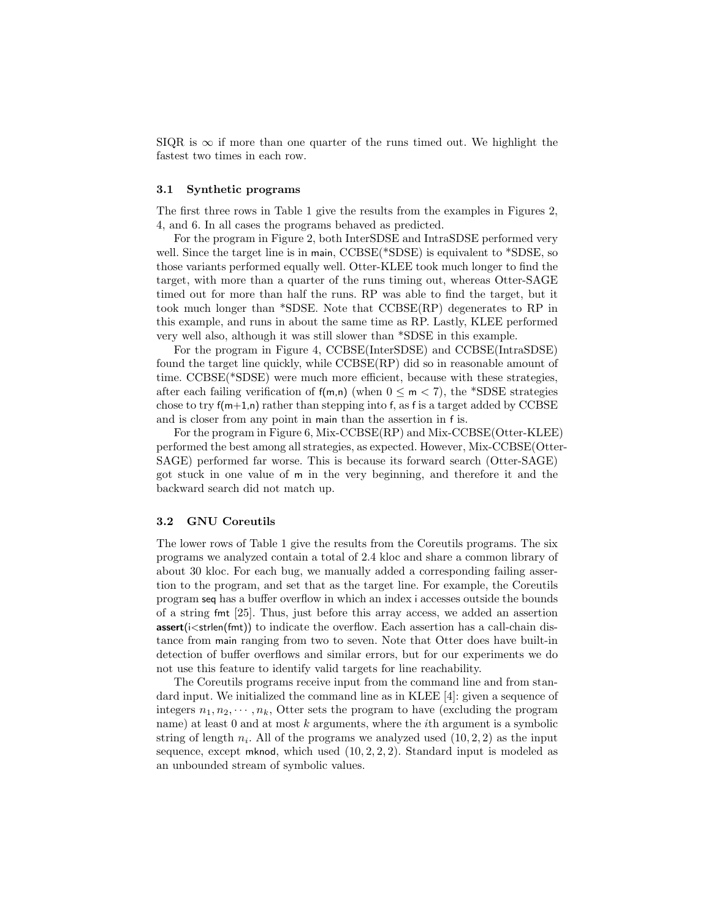SIQR is $\infty$ if more than one quarter of the runs timed out. We highlight the fastest two times in each row.

### 3.1 Synthetic programs

The first three rows in Table 1 give the results from the examples in Figures 2, 4, and 6. In all cases the programs behaved as predicted.

For the program in Figure 2, both InterSDSE and IntraSDSE performed very well. Since the target line is in main, CCBSE(*SDSE) is equivalent to *SDSE, so those variants performed equally well. Otter-KLEE took much longer to find the target, with more than a quarter of the runs timing out, whereas Otter-SAGE timed out for more than half the runs. RP was able to find the target, but it took much longer than *SDSE. Note that CCBSE(RP) degenerates to RP in this example, and runs in about the same time as RP. Lastly, KLEE performed very well also, although it was still slower than *SDSE in this example.

For the program in Figure 4, CCBSE(InterSDSE) and CCBSE(IntraSDSE) found the target line quickly, while CCBSE(RP) did so in reasonable amount of time. CCBSE(*SDSE) were much more efficient, because with these strategies, after each failing verification of f(m,n) (when $0 \leq \mathsf{m} < 7$), the *SDSE strategies chose to try f(m+1,n) rather than stepping into f, as f is a target added by CCBSE and is closer from any point in main than the assertion in f is.

For the program in Figure 6, Mix-CCBSE(RP) and Mix-CCBSE(Otter-KLEE) performed the best among all strategies, as expected. However, Mix-CCBSE(Otter-SAGE) performed far worse. This is because its forward search (Otter-SAGE) got stuck in one value of m in the very beginning, and therefore it and the backward search did not match up.

### 3.2 GNU Coreutils

The lower rows of Table 1 give the results from the Coreutils programs. The six programs we analyzed contain a total of 2.4 kloc and share a common library of about 30 kloc. For each bug, we manually added a corresponding failing assertion to the program, and set that as the target line. For example, the Coreutils program seq has a buffer overflow in which an index i accesses outside the bounds of a string fmt [25]. Thus, just before this array access, we added an assertion **assert**(i<strlen(fmt)) to indicate the overflow. Each assertion has a call-chain distance from main ranging from two to seven. Note that Otter does have built-in detection of buffer overflows and similar errors, but for our experiments we do not use this feature to identify valid targets for line reachability.

The Coreutils programs receive input from the command line and from standard input. We initialized the command line as in KLEE [4]: given a sequence of integers $n_1, n_2, \cdots, n_k$, Otter sets the program to have (excluding the program name) at least 0 and at most $k$ arguments, where the $i$th argument is a symbolic string of length $n_i$. All of the programs we analyzed used $(10, 2, 2)$ as the input sequence, except mknod, which used $(10, 2, 2, 2)$. Standard input is modeled as an unbounded stream of symbolic values.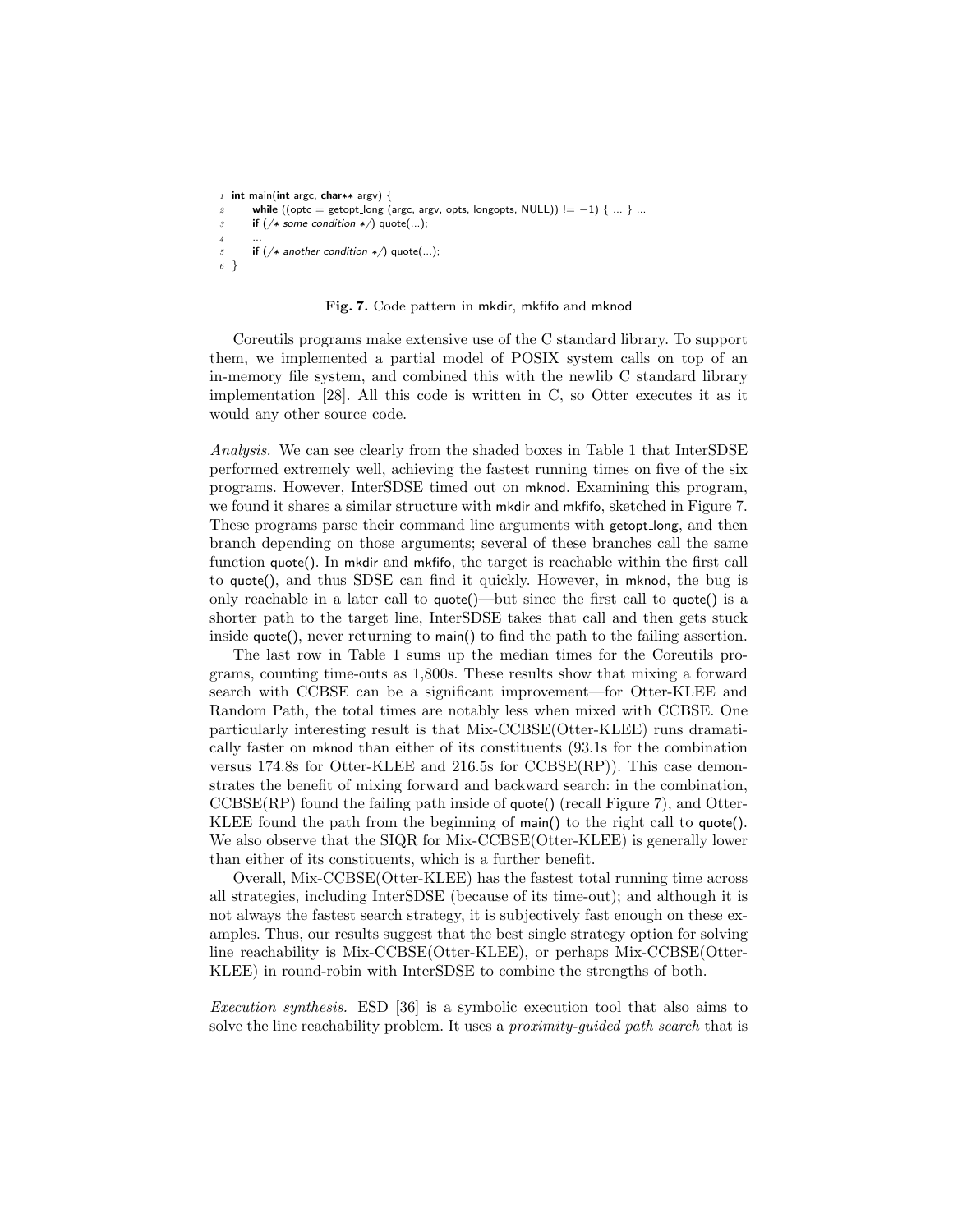```c
int main(int argc, char** argv) {
    while ((optc = getopt_long (argc, argv, opts, longopts, NULL)) != −1) { ... } ...
    if (/* some condition */) quote(...);
    ...
    if (/* another condition */) quote(...);
}
```

**Fig. 7.** Code pattern in mkdir, mkfifo and mknod

Coreutils programs make extensive use of the C standard library. To support them, we implemented a partial model of POSIX system calls on top of an in-memory file system, and combined this with the newlib C standard library implementation [28]. All this code is written in C, so Otter executes it as it would any other source code.

*Analysis.* We can see clearly from the shaded boxes in Table 1 that InterSDSE performed extremely well, achieving the fastest running times on five of the six programs. However, InterSDSE timed out on mknod. Examining this program, we found it shares a similar structure with mkdir and mkfifo, sketched in Figure 7. These programs parse their command line arguments with getopt_long, and then branch depending on those arguments; several of these branches call the same function quote(). In mkdir and mkfifo, the target is reachable within the first call to quote(), and thus SDSE can find it quickly. However, in mknod, the bug is only reachable in a later call to quote()—but since the first call to quote() is a shorter path to the target line, InterSDSE takes that call and then gets stuck inside quote(), never returning to main() to find the path to the failing assertion.

The last row in Table 1 sums up the median times for the Coreutils programs, counting time-outs as 1,800s. These results show that mixing a forward search with CCBSE can be a significant improvement—for Otter-KLEE and Random Path, the total times are notably less when mixed with CCBSE. One particularly interesting result is that Mix-CCBSE(Otter-KLEE) runs dramatically faster on mknod than either of its constituents (93.1s for the combination versus 174.8s for Otter-KLEE and 216.5s for CCBSE(RP)). This case demonstrates the benefit of mixing forward and backward search: in the combination, CCBSE(RP) found the failing path inside of quote() (recall Figure 7), and Otter-KLEE found the path from the beginning of main() to the right call to quote(). We also observe that the SIQR for Mix-CCBSE(Otter-KLEE) is generally lower than either of its constituents, which is a further benefit.

Overall, Mix-CCBSE(Otter-KLEE) has the fastest total running time across all strategies, including InterSDSE (because of its time-out); and although it is not always the fastest search strategy, it is subjectively fast enough on these examples. Thus, our results suggest that the best single strategy option for solving line reachability is Mix-CCBSE(Otter-KLEE), or perhaps Mix-CCBSE(Otter-KLEE) in round-robin with InterSDSE to combine the strengths of both.

*Execution synthesis.* ESD [36] is a symbolic execution tool that also aims to solve the line reachability problem. It uses a *proximity-guided path search* that is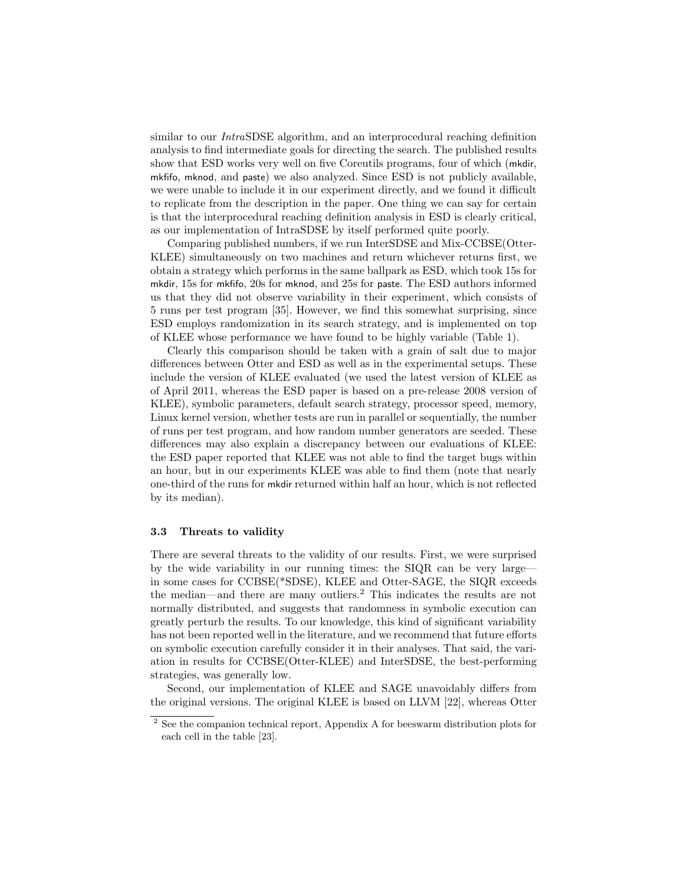similar to our *Intra*SDSE algorithm, and an interprocedural reaching definition analysis to find intermediate goals for directing the search. The published results show that ESD works very well on five Coreutils programs, four of which (mkdir, mkfifo, mknod, and paste) we also analyzed. Since ESD is not publicly available, we were unable to include it in our experiment directly, and we found it difficult to replicate from the description in the paper. One thing we can say for certain is that the interprocedural reaching definition analysis in ESD is clearly critical, as our implementation of IntraSDSE by itself performed quite poorly.

Comparing published numbers, if we run InterSDSE and Mix-CCBSE(Otter-KLEE) simultaneously on two machines and return whichever returns first, we obtain a strategy which performs in the same ballpark as ESD, which took 15s for mkdir, 15s for mkfifo, 20s for mknod, and 25s for paste. The ESD authors informed us that they did not observe variability in their experiment, which consists of 5 runs per test program [35]. However, we find this somewhat surprising, since ESD employs randomization in its search strategy, and is implemented on top of KLEE whose performance we have found to be highly variable (Table 1).

Clearly this comparison should be taken with a grain of salt due to major differences between Otter and ESD as well as in the experimental setups. These include the version of KLEE evaluated (we used the latest version of KLEE as of April 2011, whereas the ESD paper is based on a pre-release 2008 version of KLEE), symbolic parameters, default search strategy, processor speed, memory, Linux kernel version, whether tests are run in parallel or sequentially, the number of runs per test program, and how random number generators are seeded. These differences may also explain a discrepancy between our evaluations of KLEE: the ESD paper reported that KLEE was not able to find the target bugs within an hour, but in our experiments KLEE was able to find them (note that nearly one-third of the runs for mkdir returned within half an hour, which is not reflected by its median).

### 3.3 Threats to validity

There are several threats to the validity of our results. First, we were surprised by the wide variability in our running times: the SIQR can be very large—in some cases for CCBSE(*SDSE), KLEE and Otter-SAGE, the SIQR exceeds the median—and there are many outliers.[2] This indicates the results are not normally distributed, and suggests that randomness in symbolic execution can greatly perturb the results. To our knowledge, this kind of significant variability has not been reported well in the literature, and we recommend that future efforts on symbolic execution carefully consider it in their analyses. That said, the variation in results for CCBSE(Otter-KLEE) and InterSDSE, the best-performing strategies, was generally low.

Second, our implementation of KLEE and SAGE unavoidably differs from the original versions. The original KLEE is based on LLVM [22], whereas Otter

[2] See the companion technical report, Appendix A for beeswarm distribution plots for each cell in the table [23].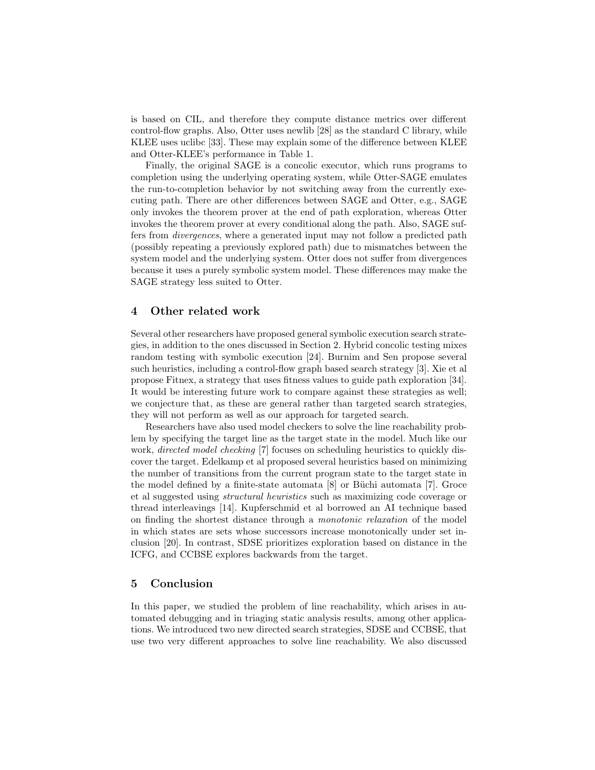is based on CIL, and therefore they compute distance metrics over different control-flow graphs. Also, Otter uses newlib [28] as the standard C library, while KLEE uses uclibc [33]. These may explain some of the difference between KLEE and Otter-KLEE's performance in Table 1.

Finally, the original SAGE is a concolic executor, which runs programs to completion using the underlying operating system, while Otter-SAGE emulates the run-to-completion behavior by not switching away from the currently executing path. There are other differences between SAGE and Otter, e.g., SAGE only invokes the theorem prover at the end of path exploration, whereas Otter invokes the theorem prover at every conditional along the path. Also, SAGE suffers from *divergences*, where a generated input may not follow a predicted path (possibly repeating a previously explored path) due to mismatches between the system model and the underlying system. Otter does not suffer from divergences because it uses a purely symbolic system model. These differences may make the SAGE strategy less suited to Otter.

## 4 Other related work

Several other researchers have proposed general symbolic execution search strategies, in addition to the ones discussed in Section 2. Hybrid concolic testing mixes random testing with symbolic execution [24]. Burnim and Sen propose several such heuristics, including a control-flow graph based search strategy [3]. Xie et al propose Fitnex, a strategy that uses fitness values to guide path exploration [34]. It would be interesting future work to compare against these strategies as well; we conjecture that, as these are general rather than targeted search strategies, they will not perform as well as our approach for targeted search.

Researchers have also used model checkers to solve the line reachability problem by specifying the target line as the target state in the model. Much like our work, *directed model checking* [7] focuses on scheduling heuristics to quickly discover the target. Edelkamp et al proposed several heuristics based on minimizing the number of transitions from the current program state to the target state in the model defined by a finite-state automata [8] or Büchi automata [7]. Groce et al suggested using *structural heuristics* such as maximizing code coverage or thread interleavings [14]. Kupferschmid et al borrowed an AI technique based on finding the shortest distance through a *monotonic relaxation* of the model in which states are sets whose successors increase monotonically under set inclusion [20]. In contrast, SDSE prioritizes exploration based on distance in the ICFG, and CCBSE explores backwards from the target.

## 5 Conclusion

In this paper, we studied the problem of line reachability, which arises in automated debugging and in triaging static analysis results, among other applications. We introduced two new directed search strategies, SDSE and CCBSE, that use two very different approaches to solve line reachability. We also discussed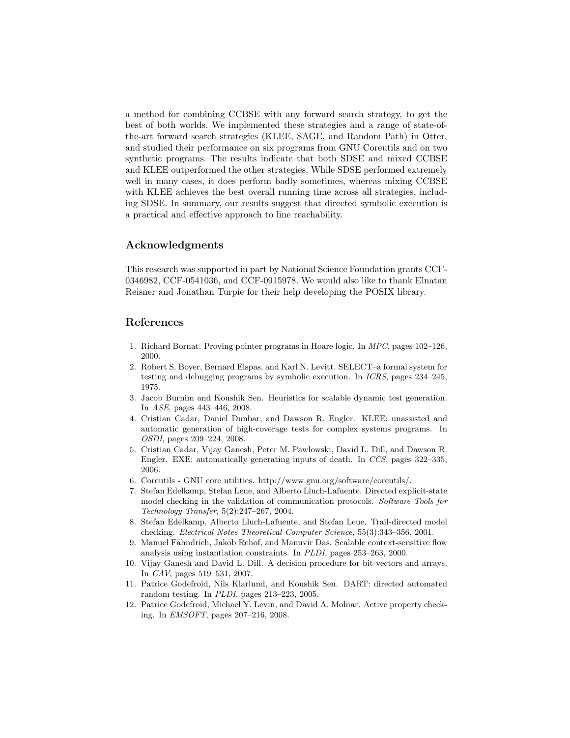a method for combining CCBSE with any forward search strategy, to get the best of both worlds. We implemented these strategies and a range of state-of-the-art forward search strategies (KLEE, SAGE, and Random Path) in Otter, and studied their performance on six programs from GNU Coreutils and on two synthetic programs. The results indicate that both SDSE and mixed CCBSE and KLEE outperformed the other strategies. While SDSE performed extremely well in many cases, it does perform badly sometimes, whereas mixing CCBSE with KLEE achieves the best overall running time across all strategies, including SDSE. In summary, our results suggest that directed symbolic execution is a practical and effective approach to line reachability.

## Acknowledgments

This research was supported in part by National Science Foundation grants CCF-0346982, CCF-0541036, and CCF-0915978. We would also like to thank Elnatan Reisner and Jonathan Turpie for their help developing the POSIX library.

## References

1. Richard Bornat. Proving pointer programs in Hoare logic. In *MPC*, pages 102–126, 2000.
2. Robert S. Boyer, Bernard Elspas, and Karl N. Levitt. SELECT–a formal system for testing and debugging programs by symbolic execution. In *ICRS*, pages 234–245, 1975.
3. Jacob Burnim and Koushik Sen. Heuristics for scalable dynamic test generation. In *ASE*, pages 443–446, 2008.
4. Cristian Cadar, Daniel Dunbar, and Dawson R. Engler. KLEE: unassisted and automatic generation of high-coverage tests for complex systems programs. In *OSDI*, pages 209–224, 2008.
5. Cristian Cadar, Vijay Ganesh, Peter M. Pawlowski, David L. Dill, and Dawson R. Engler. EXE: automatically generating inputs of death. In *CCS*, pages 322–335, 2006.
6. Coreutils - GNU core utilities. http://www.gnu.org/software/coreutils/.
7. Stefan Edelkamp, Stefan Leue, and Alberto Lluch-Lafuente. Directed explicit-state model checking in the validation of communication protocols. *Software Tools for Technology Transfer*, 5(2):247–267, 2004.
8. Stefan Edelkamp, Alberto Lluch-Lafuente, and Stefan Leue. Trail-directed model checking. *Electrical Notes Theoretical Computer Science*, 55(3):343–356, 2001.
9. Manuel Fähndrich, Jakob Rehof, and Manuvir Das. Scalable context-sensitive flow analysis using instantiation constraints. In *PLDI*, pages 253–263, 2000.
10. Vijay Ganesh and David L. Dill. A decision procedure for bit-vectors and arrays. In *CAV*, pages 519–531, 2007.
11. Patrice Godefroid, Nils Klarlund, and Koushik Sen. DART: directed automated random testing. In *PLDI*, pages 213–223, 2005.
12. Patrice Godefroid, Michael Y. Levin, and David A. Molnar. Active property checking. In *EMSOFT*, pages 207–216, 2008.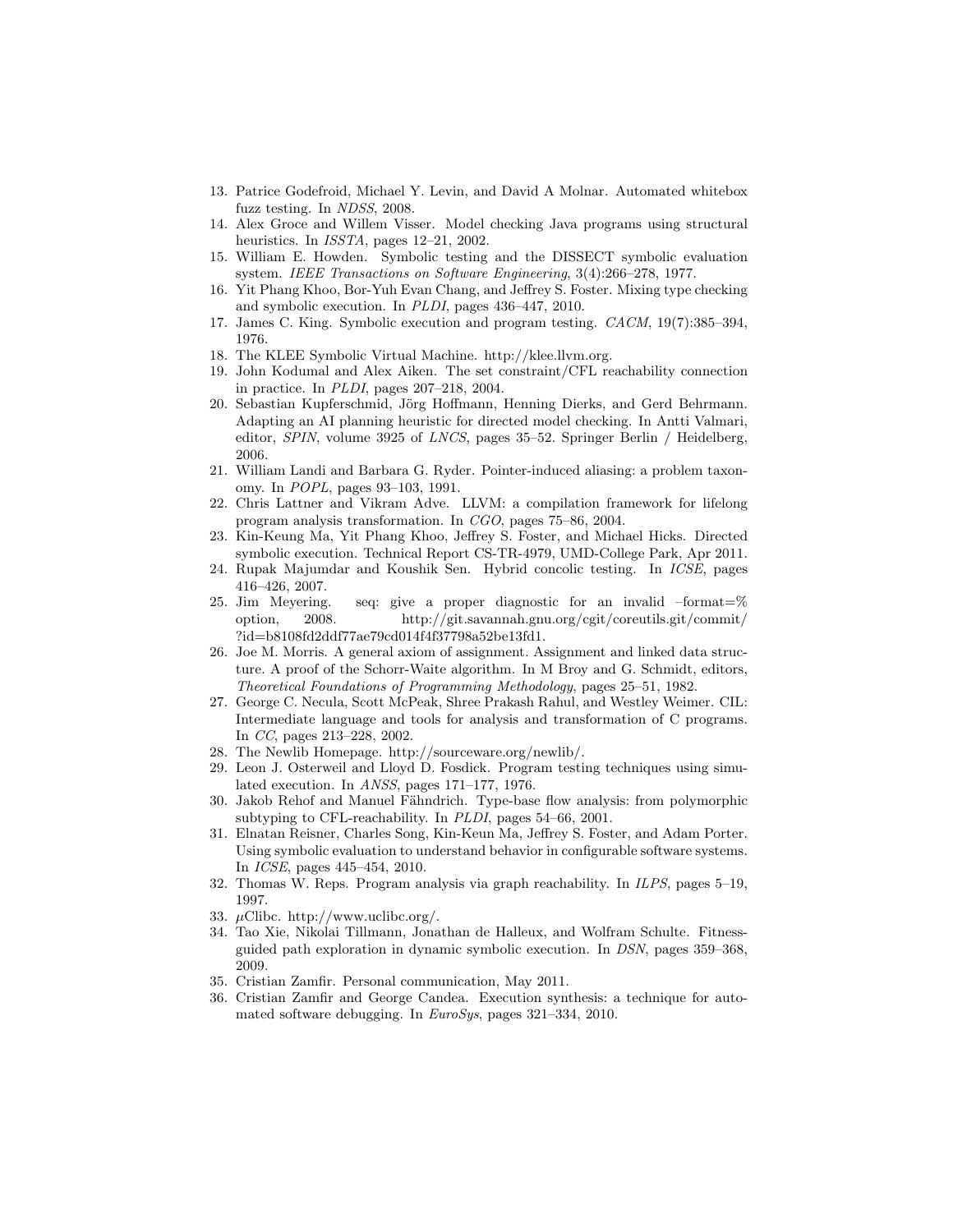13. Patrice Godefroid, Michael Y. Levin, and David A Molnar. Automated whitebox fuzz testing. In *NDSS*, 2008.
14. Alex Groce and Willem Visser. Model checking Java programs using structural heuristics. In *ISSTA*, pages 12–21, 2002.
15. William E. Howden. Symbolic testing and the DISSECT symbolic evaluation system. *IEEE Transactions on Software Engineering*, 3(4):266–278, 1977.
16. Yit Phang Khoo, Bor-Yuh Evan Chang, and Jeffrey S. Foster. Mixing type checking and symbolic execution. In *PLDI*, pages 436–447, 2010.
17. James C. King. Symbolic execution and program testing. *CACM*, 19(7):385–394, 1976.
18. The KLEE Symbolic Virtual Machine. http://klee.llvm.org.
19. John Kodumal and Alex Aiken. The set constraint/CFL reachability connection in practice. In *PLDI*, pages 207–218, 2004.
20. Sebastian Kupferschmid, Jörg Hoffmann, Henning Dierks, and Gerd Behrmann. Adapting an AI planning heuristic for directed model checking. In Antti Valmari, editor, *SPIN*, volume 3925 of *LNCS*, pages 35–52. Springer Berlin / Heidelberg, 2006.
21. William Landi and Barbara G. Ryder. Pointer-induced aliasing: a problem taxonomy. In *POPL*, pages 93–103, 1991.
22. Chris Lattner and Vikram Adve. LLVM: a compilation framework for lifelong program analysis transformation. In *CGO*, pages 75–86, 2004.
23. Kin-Keung Ma, Yit Phang Khoo, Jeffrey S. Foster, and Michael Hicks. Directed symbolic execution. Technical Report CS-TR-4979, UMD-College Park, Apr 2011.
24. Rupak Majumdar and Koushik Sen. Hybrid concolic testing. In *ICSE*, pages 416–426, 2007.
25. Jim Meyering. seq: give a proper diagnostic for an invalid –format=% option, 2008. http://git.savannah.gnu.org/cgit/coreutils.git/commit/?id=b8108fd2ddf77ae79cd014f4f37798a52be13fd1.
26. Joe M. Morris. A general axiom of assignment. Assignment and linked data structure. A proof of the Schorr-Waite algorithm. In M Broy and G. Schmidt, editors, *Theoretical Foundations of Programming Methodology*, pages 25–51, 1982.
27. George C. Necula, Scott McPeak, Shree Prakash Rahul, and Westley Weimer. CIL: Intermediate language and tools for analysis and transformation of C programs. In *CC*, pages 213–228, 2002.
28. The Newlib Homepage. http://sourceware.org/newlib/.
29. Leon J. Osterweil and Lloyd D. Fosdick. Program testing techniques using simulated execution. In *ANSS*, pages 171–177, 1976.
30. Jakob Rehof and Manuel Fähndrich. Type-base flow analysis: from polymorphic subtyping to CFL-reachability. In *PLDI*, pages 54–66, 2001.
31. Elnatan Reisner, Charles Song, Kin-Keun Ma, Jeffrey S. Foster, and Adam Porter. Using symbolic evaluation to understand behavior in configurable software systems. In *ICSE*, pages 445–454, 2010.
32. Thomas W. Reps. Program analysis via graph reachability. In *ILPS*, pages 5–19, 1997.
33. $\mu$Clibc. http://www.uclibc.org/.
34. Tao Xie, Nikolai Tillmann, Jonathan de Halleux, and Wolfram Schulte. Fitness-guided path exploration in dynamic symbolic execution. In *DSN*, pages 359–368, 2009.
35. Cristian Zamfir. Personal communication, May 2011.
36. Cristian Zamfir and George Candea. Execution synthesis: a technique for automated software debugging. In *EuroSys*, pages 321–334, 2010.